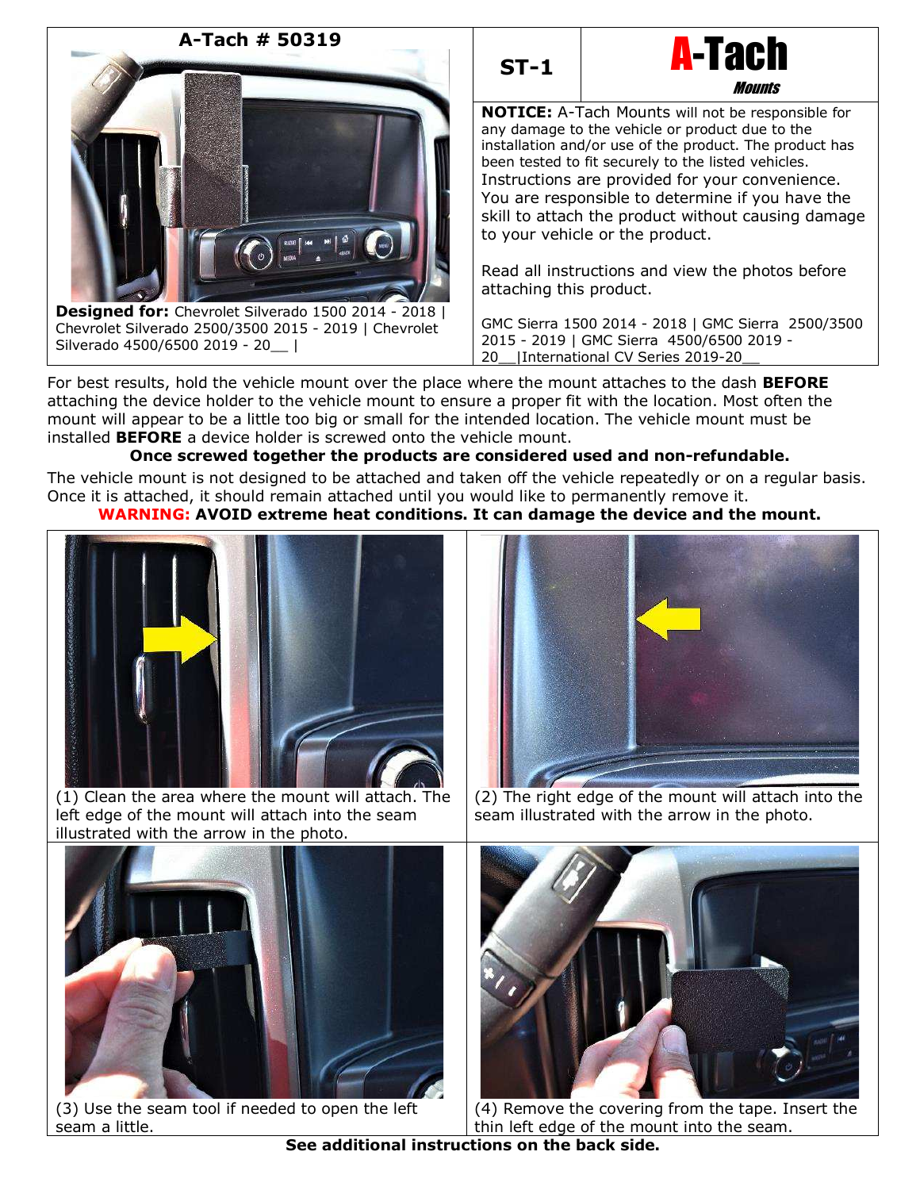**A-Tach # 50319**

**ST-1**

**A-Tach** *Mounts*

**NOTICE:** A-Tach Mounts will not be responsible for any damage to the vehicle or product due to the installation and/or use of the product. The product has been tested to fit securely to the listed vehicles. Instructions are provided for your convenience. You are responsible to determine if you have the skill to attach the product without causing damage to your vehicle or the product.

Read all instructions and view the photos before attaching this product.

**Designed for:** Chevrolet Silverado 1500 2014 - 2018 | Chevrolet Silverado 2500/3500 2015 - 2019 | Chevrolet Silverado 4500/6500 2019 - 20__ | GMC Sierra 1500 2014 - 2018 | GMC Sierra 2500/3500 2015 - 2019 | GMC Sierra 4500/6500 2019 - 20__|International CV Series 2019-20__

For best results, hold the vehicle mount over the place where the mount attaches to the dash **BEFORE** attaching the device holder to the vehicle mount to ensure a proper fit with the location. Most often the mount will appear to be a little too big or small for the intended location. The vehicle mount must be installed **BEFORE** a device holder is screwed onto the vehicle mount.

**Once screwed together the products are considered used and non-refundable.**

The vehicle mount is not designed to be attached and taken off the vehicle repeatedly or on a regular basis. Once it is attached, it should remain attached until you would like to permanently remove it.

**WARNING: AVOID extreme heat conditions. It can damage the device and the mount.**

(1) Clean the area where the mount will attach. The left edge of the mount will attach into the seam illustrated with the arrow in the photo.

(2) The right edge of the mount will attach into the seam illustrated with the arrow in the photo.

(3) Use the seam tool if needed to open the left seam a little.

(4) Remove the covering from the tape. Insert the thin left edge of the mount into the seam.

**See additional instructions on the back side.**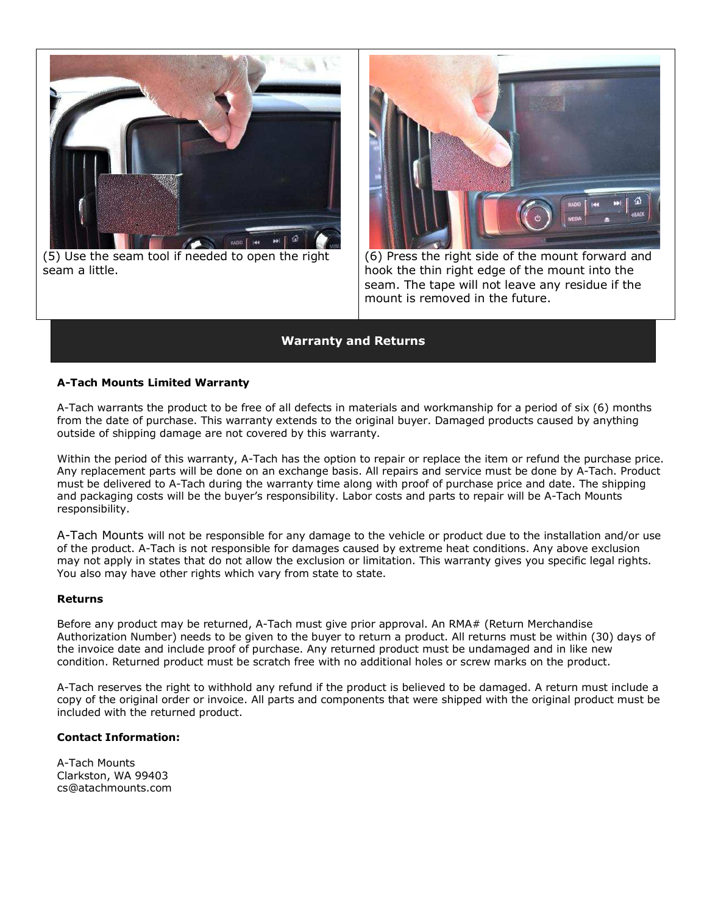(5) Use the seam tool if needed to open the right seam a little.

(6) Press the right side of the mount forward and hook the thin right edge of the mount into the seam. The tape will not leave any residue if the mount is removed in the future.

## Warranty and Returns

**A-Tach Mounts Limited Warranty**

A-Tach warrants the product to be free of all defects in materials and workmanship for a period of six (6) months from the date of purchase. This warranty extends to the original buyer. Damaged products caused by anything outside of shipping damage are not covered by this warranty.

Within the period of this warranty, A-Tach has the option to repair or replace the item or refund the purchase price. Any replacement parts will be done on an exchange basis. All repairs and service must be done by A-Tach. Product must be delivered to A-Tach during the warranty time along with proof of purchase price and date. The shipping and packaging costs will be the buyer's responsibility. Labor costs and parts to repair will be A-Tach Mounts responsibility.

A-Tach Mounts will not be responsible for any damage to the vehicle or product due to the installation and/or use of the product. A-Tach is not responsible for damages caused by extreme heat conditions. Any above exclusion may not apply in states that do not allow the exclusion or limitation. This warranty gives you specific legal rights. You also may have other rights which vary from state to state.

**Returns**

Before any product may be returned, A-Tach must give prior approval. An RMA# (Return Merchandise Authorization Number) needs to be given to the buyer to return a product. All returns must be within (30) days of the invoice date and include proof of purchase. Any returned product must be undamaged and in like new condition. Returned product must be scratch free with no additional holes or screw marks on the product.

A-Tach reserves the right to withhold any refund if the product is believed to be damaged. A return must include a copy of the original order or invoice. All parts and components that were shipped with the original product must be included with the returned product.

**Contact Information:**

A-Tach Mounts
Clarkston, WA 99403
cs@atachmounts.com